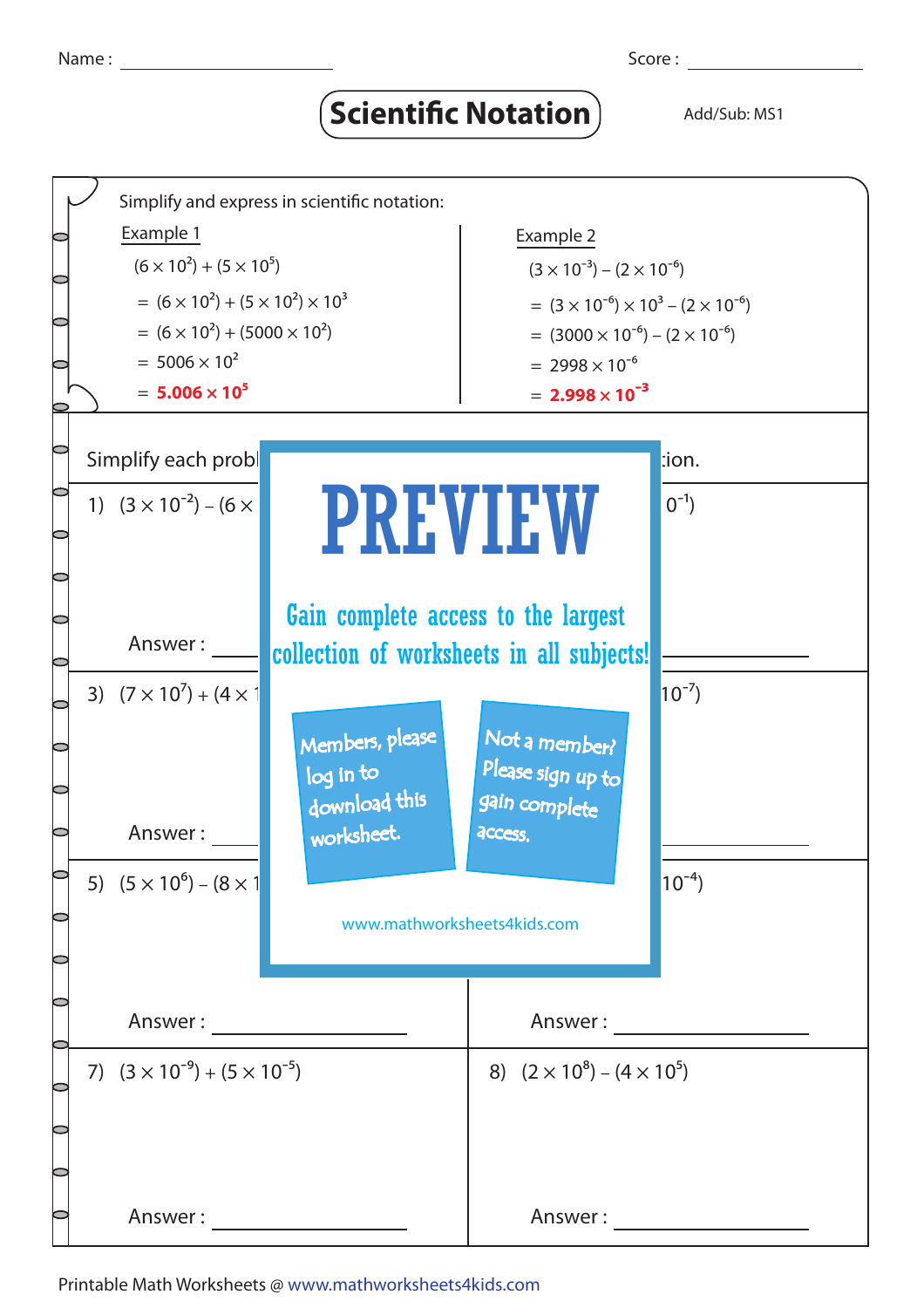Name : ____________________ Score : ____________________

# Scientific Notation

Add/Sub: MS1

Simplify and express in scientific notation:

**Example 1**

$(6 \times 10^2) + (5 \times 10^5)$

$= (6 \times 10^2) + (5 \times 10^2) \times 10^3$

$= (6 \times 10^2) + (5000 \times 10^2)$

$= 5006 \times 10^2$

$= \mathbf{5.006 \times 10^5}$

**Example 2**

$(3 \times 10^{-3}) - (2 \times 10^{-6})$

$= (3 \times 10^{-6}) \times 10^3 - (2 \times 10^{-6})$

$= (3000 \times 10^{-6}) - (2 \times 10^{-6})$

$= 2998 \times 10^{-6}$

$= \mathbf{2.998 \times 10^{-3}}$

Simplify each probl ... tion.

1) $(3 \times 10^{-2}) - (6 \times$ ... $0^{-1})$

Answer : ____________________

PREVIEW

Gain complete access to the largest collection of worksheets in all subjects!

Members, please log in to download this worksheet.

Not a member? Please sign up to gain complete access.

www.mathworksheets4kids.com

3) $(7 \times 10^7) + (4 \times 1$ ... $10^{-7})$

Answer : ____________________

5) $(5 \times 10^6) - (8 \times 1$ ... $10^{-4})$

Answer : ____________________ Answer : ____________________

7) $(3 \times 10^{-9}) + (5 \times 10^{-5})$

Answer : ____________________

8) $(2 \times 10^8) - (4 \times 10^5)$

Answer : ____________________

Printable Math Worksheets @ www.mathworksheets4kids.com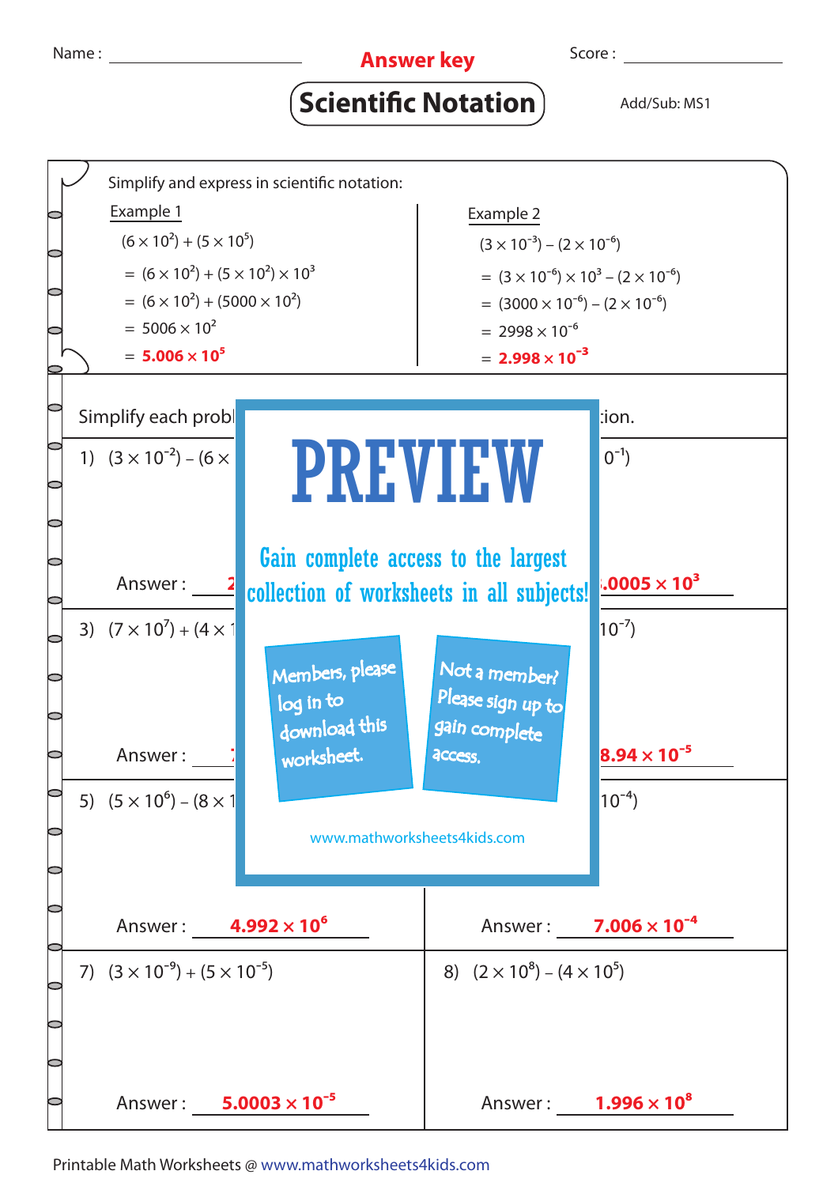Name : ________________ **Answer key** Score : ________________

# Scientific Notation

Add/Sub: MS1

Simplify and express in scientific notation:

**Example 1**

$(6 \times 10^2) + (5 \times 10^5)$

$= (6 \times 10^2) + (5 \times 10^2) \times 10^3$

$= (6 \times 10^2) + (5000 \times 10^2)$

$= 5006 \times 10^2$

$= \mathbf{5.006 \times 10^5}$

**Example 2**

$(3 \times 10^{-3}) - (2 \times 10^{-6})$

$= (3 \times 10^{-6}) \times 10^3 - (2 \times 10^{-6})$

$= (3000 \times 10^{-6}) - (2 \times 10^{-6})$

$= 2998 \times 10^{-6}$

$= \mathbf{2.998 \times 10^{-3}}$

Simplify each probl... ...tion.

1) $(3 \times 10^{-2}) - (6 \times$ ... $0^{-1})$

Answer : **2** ... Answer : **.0005 × 10³**

3) $(7 \times 10^7) + (4 \times 1$ ... $10^{-7})$

Answer : **7** ... Answer : **8.94 × 10⁻⁵**

5) $(5 \times 10^6) - (8 \times 1$ ... $10^{-4})$

Answer : $\mathbf{4.992 \times 10^6}$

Answer : $\mathbf{7.006 \times 10^{-4}}$

7) $(3 \times 10^{-9}) + (5 \times 10^{-5})$

Answer : $\mathbf{5.0003 \times 10^{-5}}$

8) $(2 \times 10^8) - (4 \times 10^5)$

Answer : $\mathbf{1.996 \times 10^8}$

PREVIEW

Gain complete access to the largest collection of worksheets in all subjects!

Members, please log in to download this worksheet.

Not a member? Please sign up to gain complete access.

www.mathworksheets4kids.com

Printable Math Worksheets @ www.mathworksheets4kids.com